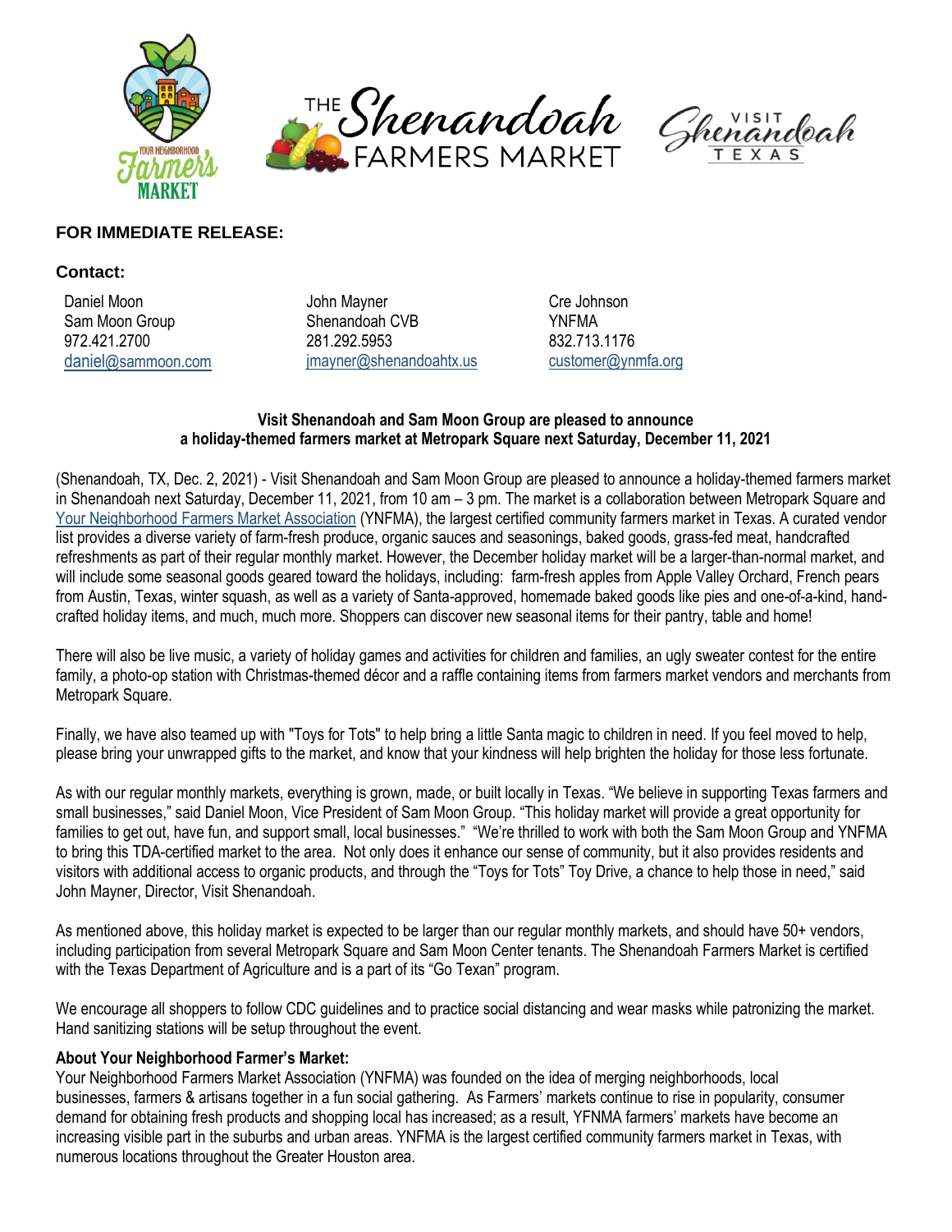**FOR IMMEDIATE RELEASE:**

**Contact:**

| Daniel Moon | John Mayner | Cre Johnson |
|---|---|---|
| Sam Moon Group | Shenandoah CVB | YNFMA |
| 972.421.2700 | 281.292.5953 | 832.713.1176 |
| daniel@sammoon.com | jmayner@shenandoahtx.us | customer@ynmfa.org |

**Visit Shenandoah and Sam Moon Group are pleased to announce a holiday-themed farmers market at Metropark Square next Saturday, December 11, 2021**

(Shenandoah, TX, Dec. 2, 2021) - Visit Shenandoah and Sam Moon Group are pleased to announce a holiday-themed farmers market in Shenandoah next Saturday, December 11, 2021, from 10 am – 3 pm. The market is a collaboration between Metropark Square and Your Neighborhood Farmers Market Association (YNFMA), the largest certified community farmers market in Texas. A curated vendor list provides a diverse variety of farm-fresh produce, organic sauces and seasonings, baked goods, grass-fed meat, handcrafted refreshments as part of their regular monthly market. However, the December holiday market will be a larger-than-normal market, and will include some seasonal goods geared toward the holidays, including: farm-fresh apples from Apple Valley Orchard, French pears from Austin, Texas, winter squash, as well as a variety of Santa-approved, homemade baked goods like pies and one-of-a-kind, hand-crafted holiday items, and much, much more. Shoppers can discover new seasonal items for their pantry, table and home!

There will also be live music, a variety of holiday games and activities for children and families, an ugly sweater contest for the entire family, a photo-op station with Christmas-themed décor and a raffle containing items from farmers market vendors and merchants from Metropark Square.

Finally, we have also teamed up with "Toys for Tots" to help bring a little Santa magic to children in need. If you feel moved to help, please bring your unwrapped gifts to the market, and know that your kindness will help brighten the holiday for those less fortunate.

As with our regular monthly markets, everything is grown, made, or built locally in Texas. "We believe in supporting Texas farmers and small businesses," said Daniel Moon, Vice President of Sam Moon Group. "This holiday market will provide a great opportunity for families to get out, have fun, and support small, local businesses." "We're thrilled to work with both the Sam Moon Group and YNFMA to bring this TDA-certified market to the area. Not only does it enhance our sense of community, but it also provides residents and visitors with additional access to organic products, and through the "Toys for Tots" Toy Drive, a chance to help those in need," said John Mayner, Director, Visit Shenandoah.

As mentioned above, this holiday market is expected to be larger than our regular monthly markets, and should have 50+ vendors, including participation from several Metropark Square and Sam Moon Center tenants. The Shenandoah Farmers Market is certified with the Texas Department of Agriculture and is a part of its "Go Texan" program.

We encourage all shoppers to follow CDC guidelines and to practice social distancing and wear masks while patronizing the market. Hand sanitizing stations will be setup throughout the event.

**About Your Neighborhood Farmer's Market:**

Your Neighborhood Farmers Market Association (YNFMA) was founded on the idea of merging neighborhoods, local businesses, farmers & artisans together in a fun social gathering. As Farmers' markets continue to rise in popularity, consumer demand for obtaining fresh products and shopping local has increased; as a result, YFNMA farmers' markets have become an increasing visible part in the suburbs and urban areas. YNFMA is the largest certified community farmers market in Texas, with numerous locations throughout the Greater Houston area.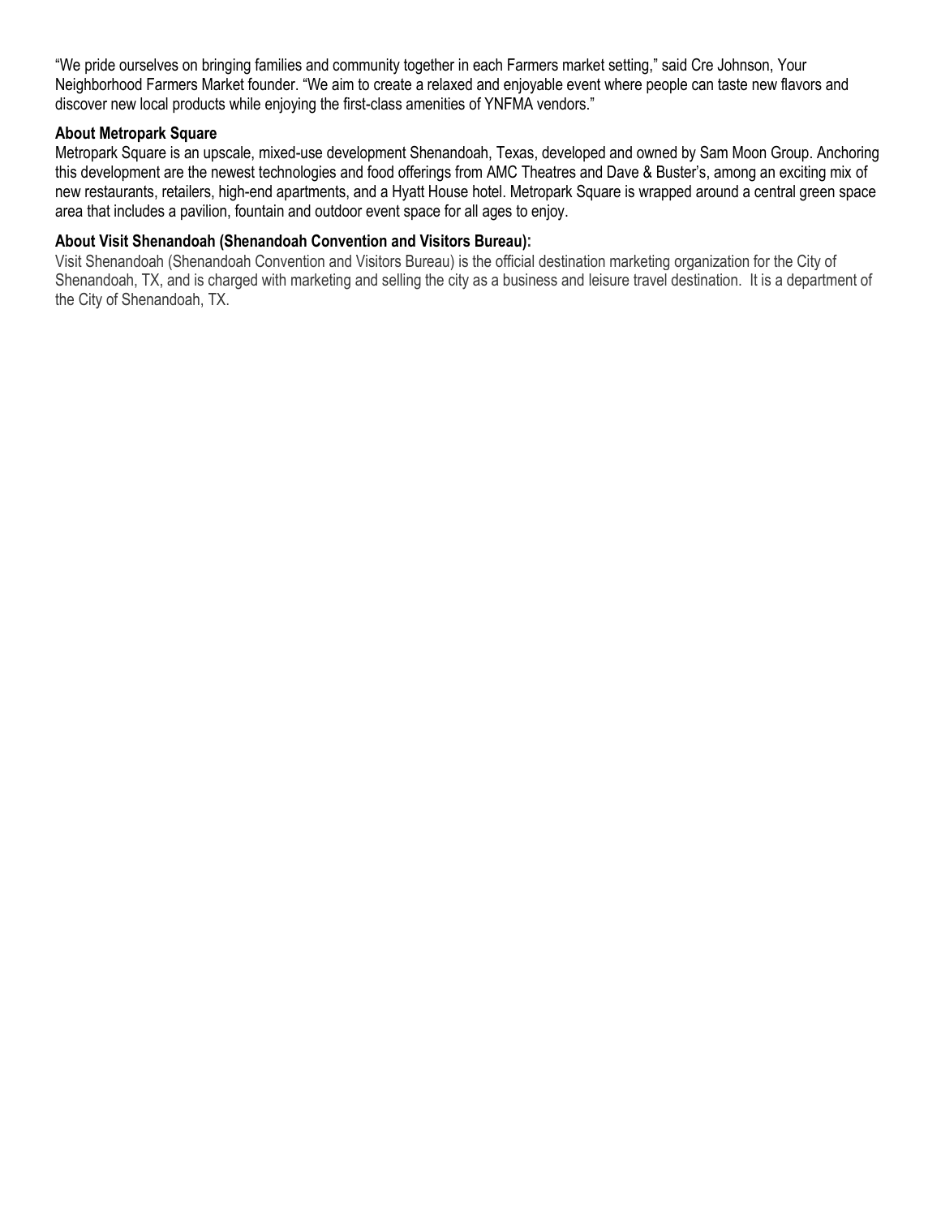"We pride ourselves on bringing families and community together in each Farmers market setting," said Cre Johnson, Your Neighborhood Farmers Market founder. "We aim to create a relaxed and enjoyable event where people can taste new flavors and discover new local products while enjoying the first-class amenities of YNFMA vendors."

**About Metropark Square**

Metropark Square is an upscale, mixed-use development Shenandoah, Texas, developed and owned by Sam Moon Group. Anchoring this development are the newest technologies and food offerings from AMC Theatres and Dave & Buster's, among an exciting mix of new restaurants, retailers, high-end apartments, and a Hyatt House hotel. Metropark Square is wrapped around a central green space area that includes a pavilion, fountain and outdoor event space for all ages to enjoy.

**About Visit Shenandoah (Shenandoah Convention and Visitors Bureau):**

Visit Shenandoah (Shenandoah Convention and Visitors Bureau) is the official destination marketing organization for the City of Shenandoah, TX, and is charged with marketing and selling the city as a business and leisure travel destination. It is a department of the City of Shenandoah, TX.